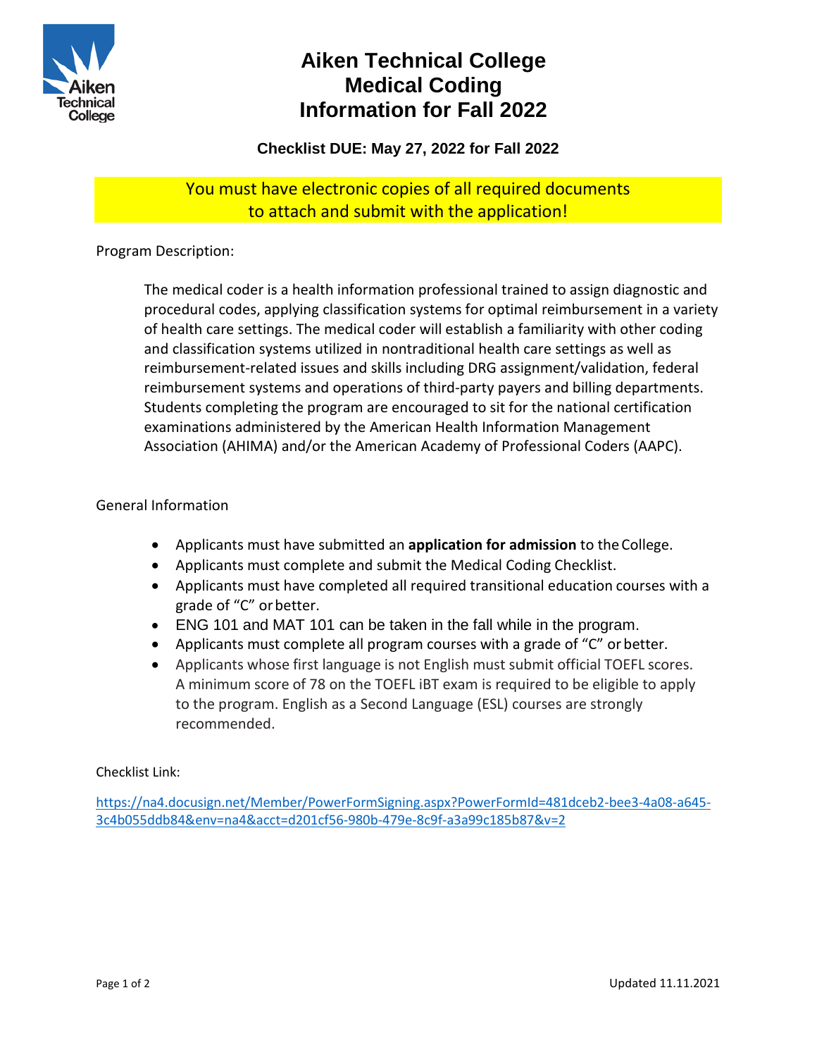# Aiken Technical College
# Medical Coding
# Information for Fall 2022

**Checklist DUE: May 27, 2022 for Fall 2022**

You must have electronic copies of all required documents to attach and submit with the application!

Program Description:

The medical coder is a health information professional trained to assign diagnostic and procedural codes, applying classification systems for optimal reimbursement in a variety of health care settings. The medical coder will establish a familiarity with other coding and classification systems utilized in nontraditional health care settings as well as reimbursement-related issues and skills including DRG assignment/validation, federal reimbursement systems and operations of third-party payers and billing departments. Students completing the program are encouraged to sit for the national certification examinations administered by the American Health Information Management Association (AHIMA) and/or the American Academy of Professional Coders (AAPC).

General Information

- Applicants must have submitted an **application for admission** to the College.
- Applicants must complete and submit the Medical Coding Checklist.
- Applicants must have completed all required transitional education courses with a grade of "C" or better.
- ENG 101 and MAT 101 can be taken in the fall while in the program.
- Applicants must complete all program courses with a grade of "C" or better.
- Applicants whose first language is not English must submit official TOEFL scores. A minimum score of 78 on the TOEFL iBT exam is required to be eligible to apply to the program. English as a Second Language (ESL) courses are strongly recommended.

Checklist Link:

https://na4.docusign.net/Member/PowerFormSigning.aspx?PowerFormId=481dceb2-bee3-4a08-a645-3c4b055ddb84&env=na4&acct=d201cf56-980b-479e-8c9f-a3a99c185b87&v=2

Updated 11.11.2021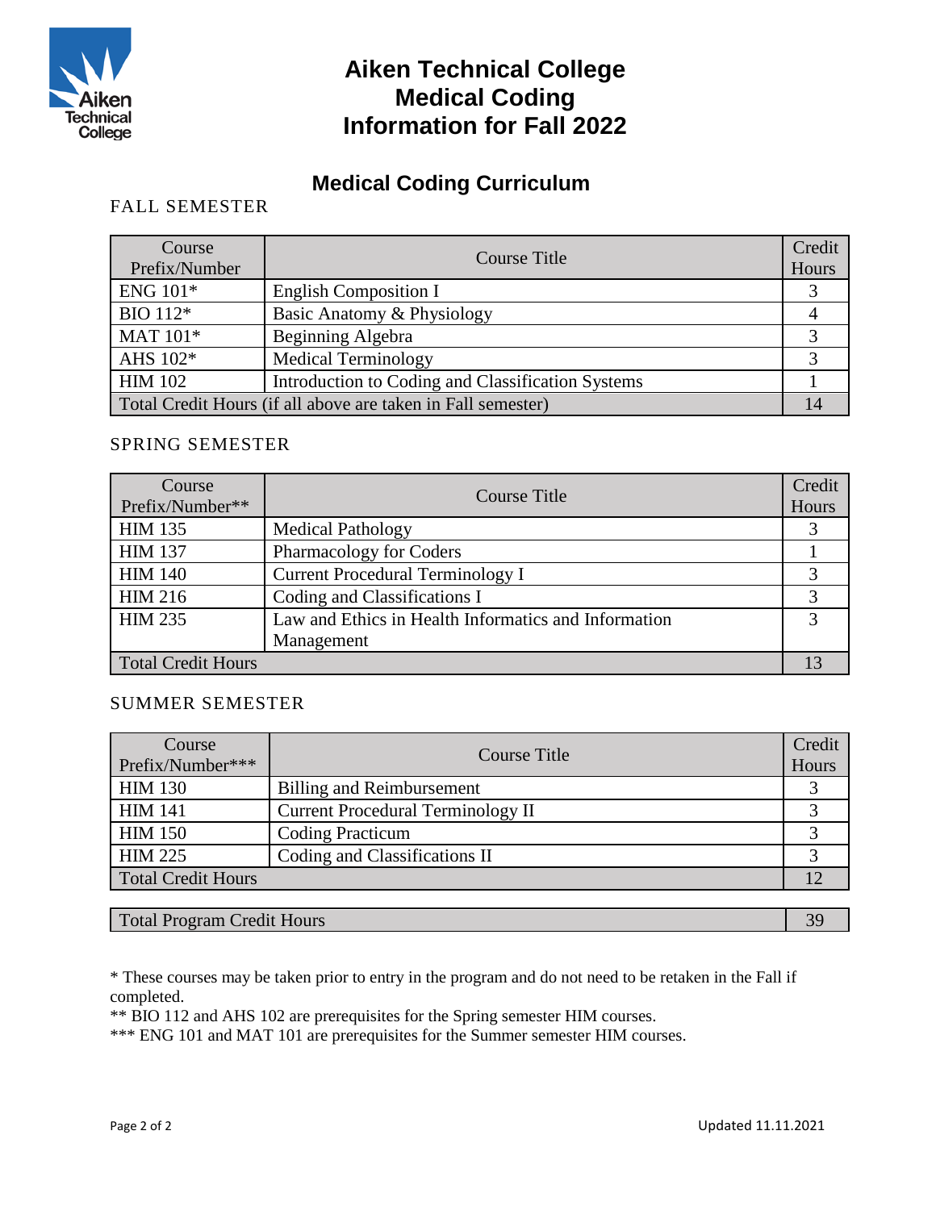# Aiken Technical College
# Medical Coding
# Information for Fall 2022

## Medical Coding Curriculum

### FALL SEMESTER

| Course Prefix/Number | Course Title | Credit Hours |
|---|---|---|
| ENG 101* | English Composition I | 3 |
| BIO 112* | Basic Anatomy & Physiology | 4 |
| MAT 101* | Beginning Algebra | 3 |
| AHS 102* | Medical Terminology | 3 |
| HIM 102 | Introduction to Coding and Classification Systems | 1 |
| Total Credit Hours (if all above are taken in Fall semester) | | 14 |

### SPRING SEMESTER

| Course Prefix/Number** | Course Title | Credit Hours |
|---|---|---|
| HIM 135 | Medical Pathology | 3 |
| HIM 137 | Pharmacology for Coders | 1 |
| HIM 140 | Current Procedural Terminology I | 3 |
| HIM 216 | Coding and Classifications I | 3 |
| HIM 235 | Law and Ethics in Health Informatics and Information Management | 3 |
| Total Credit Hours | | 13 |

### SUMMER SEMESTER

| Course Prefix/Number*** | Course Title | Credit Hours |
|---|---|---|
| HIM 130 | Billing and Reimbursement | 3 |
| HIM 141 | Current Procedural Terminology II | 3 |
| HIM 150 | Coding Practicum | 3 |
| HIM 225 | Coding and Classifications II | 3 |
| Total Credit Hours | | 12 |

| Total Program Credit Hours | 39 |
|---|---|

* These courses may be taken prior to entry in the program and do not need to be retaken in the Fall if completed.

** BIO 112 and AHS 102 are prerequisites for the Spring semester HIM courses.

*** ENG 101 and MAT 101 are prerequisites for the Summer semester HIM courses.

Updated 11.11.2021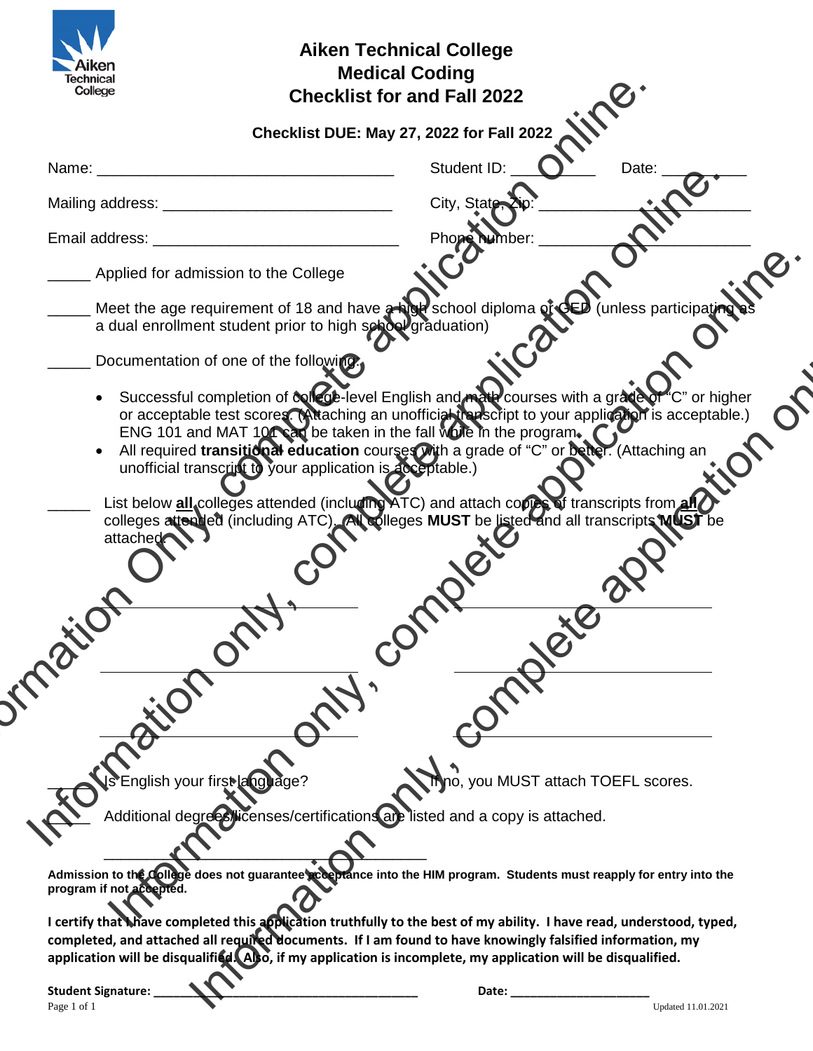# Aiken Technical College
## Medical Coding
## Checklist for and Fall 2022

**Checklist DUE: May 27, 2022 for Fall 2022**

Name: ___________________________________ Student ID: __________ Date: __________

Mailing address: ___________________________ City, State, Zip: ________________________

Email address: _____________________________ Phone number: ________________________

_____ Applied for admission to the College

_____ Meet the age requirement of 18 and have a high school diploma or GED (unless participating as a dual enrollment student prior to high school graduation)

_____ Documentation of one of the following:

- Successful completion of college-level English and math courses with a grade of "C" or higher or acceptable test scores. (Attaching an unofficial transcript to your application is acceptable.) ENG 101 and MAT 101 can be taken in the fall while in the program.
- All required **transitional education** courses with a grade of "C" or better. (Attaching an unofficial transcript to your application is acceptable.)

_____ List below **all** colleges attended (including ATC) and attach copies of transcripts from **all** colleges attended (including ATC). All colleges **MUST** be listed and all transcripts **MUST** be attached.

___________________________________ ___________________________________

___________________________________ ___________________________________

___________________________________ ___________________________________

_____ Is English your first language? If no, you MUST attach TOEFL scores.

_____ Additional degrees/licenses/certifications are listed and a copy is attached.

___________________________________________

**Admission to the College does not guarantee acceptance into the HIM program. Students must reapply for entry into the program if not accepted.**

**I certify that I have completed this application truthfully to the best of my ability. I have read, understood, typed, completed, and attached all required documents. If I am found to have knowingly falsified information, my application will be disqualified. Also, if my application is incomplete, my application will be disqualified.**

**Student Signature:** ___________________________________ **Date:** ____________________

Updated 11.01.2021